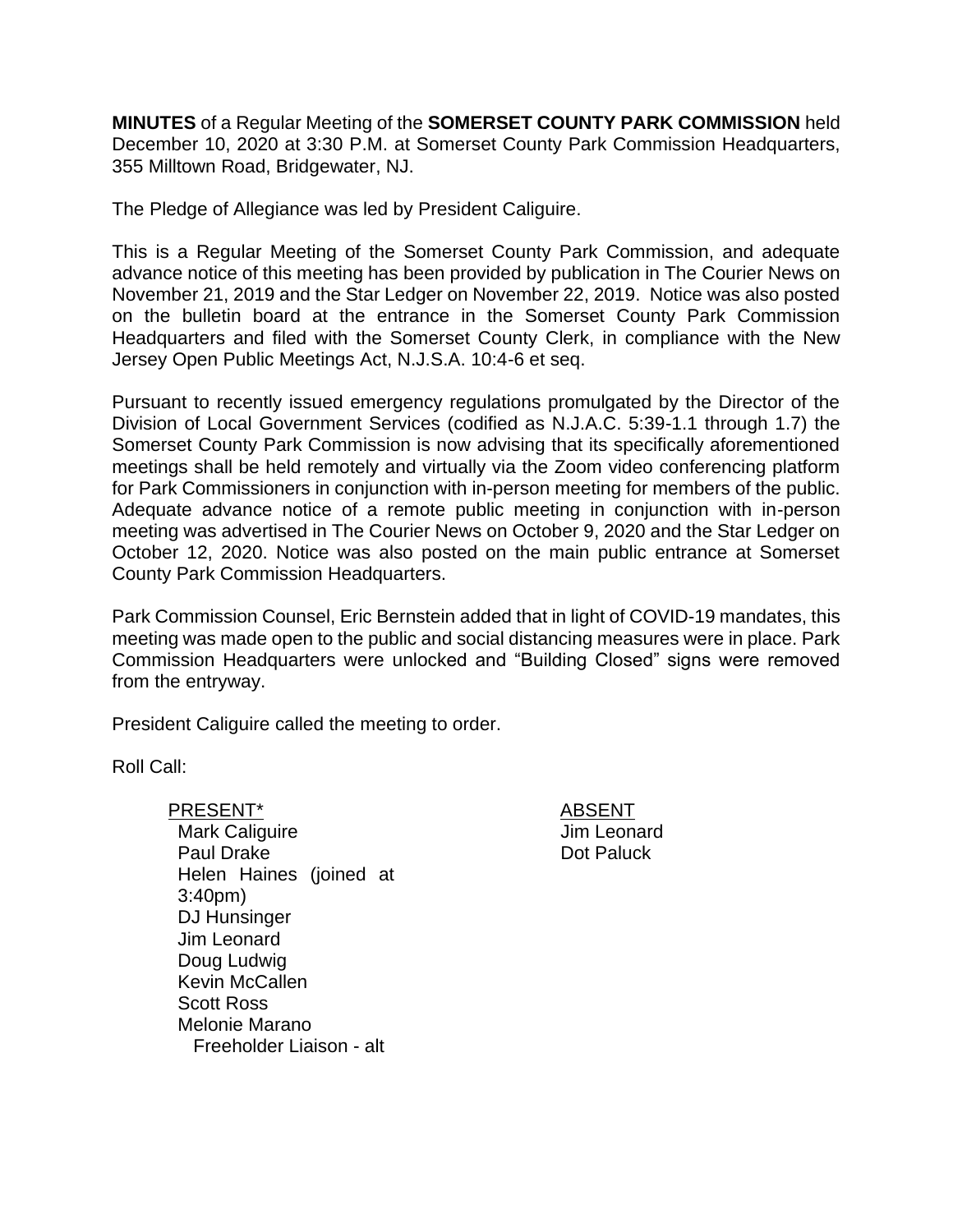**MINUTES** of a Regular Meeting of the **SOMERSET COUNTY PARK COMMISSION** held December 10, 2020 at 3:30 P.M. at Somerset County Park Commission Headquarters, 355 Milltown Road, Bridgewater, NJ.

The Pledge of Allegiance was led by President Caliguire.

This is a Regular Meeting of the Somerset County Park Commission, and adequate advance notice of this meeting has been provided by publication in The Courier News on November 21, 2019 and the Star Ledger on November 22, 2019. Notice was also posted on the bulletin board at the entrance in the Somerset County Park Commission Headquarters and filed with the Somerset County Clerk, in compliance with the New Jersey Open Public Meetings Act, N.J.S.A. 10:4-6 et seq.

Pursuant to recently issued emergency regulations promulgated by the Director of the Division of Local Government Services (codified as N.J.A.C. 5:39-1.1 through 1.7) the Somerset County Park Commission is now advising that its specifically aforementioned meetings shall be held remotely and virtually via the Zoom video conferencing platform for Park Commissioners in conjunction with in-person meeting for members of the public. Adequate advance notice of a remote public meeting in conjunction with in-person meeting was advertised in The Courier News on October 9, 2020 and the Star Ledger on October 12, 2020. Notice was also posted on the main public entrance at Somerset County Park Commission Headquarters.

Park Commission Counsel, Eric Bernstein added that in light of COVID-19 mandates, this meeting was made open to the public and social distancing measures were in place. Park Commission Headquarters were unlocked and "Building Closed" signs were removed from the entryway.

President Caliguire called the meeting to order.

Roll Call:

| PRESENT* | ABSENT |
|---|---|
| Mark Caliguire | Jim Leonard |
| Paul Drake | Dot Paluck |
| Helen Haines (joined at 3:40pm) | |
| DJ Hunsinger | |
| Jim Leonard | |
| Doug Ludwig | |
| Kevin McCallen | |
| Scott Ross | |
| Melonie Marano Freeholder Liaison - alt | |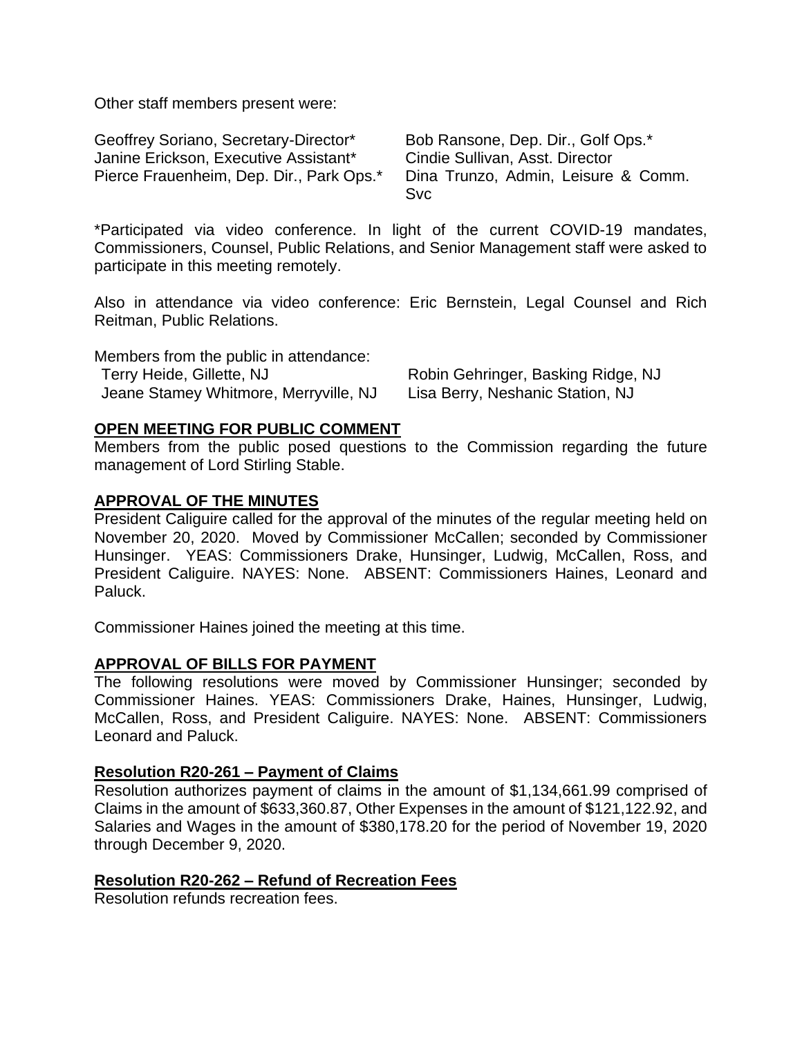Other staff members present were:

| | |
|---|---|
| Geoffrey Soriano, Secretary-Director* | Bob Ransone, Dep. Dir., Golf Ops.* |
| Janine Erickson, Executive Assistant* | Cindie Sullivan, Asst. Director |
| Pierce Frauenheim, Dep. Dir., Park Ops.* | Dina Trunzo, Admin, Leisure & Comm. Svc |

*Participated via video conference. In light of the current COVID-19 mandates, Commissioners, Counsel, Public Relations, and Senior Management staff were asked to participate in this meeting remotely.

Also in attendance via video conference: Eric Bernstein, Legal Counsel and Rich Reitman, Public Relations.

Members from the public in attendance:

| | |
|---|---|
| Terry Heide, Gillette, NJ | Robin Gehringer, Basking Ridge, NJ |
| Jeane Stamey Whitmore, Merryville, NJ | Lisa Berry, Neshanic Station, NJ |

## OPEN MEETING FOR PUBLIC COMMENT

Members from the public posed questions to the Commission regarding the future management of Lord Stirling Stable.

## APPROVAL OF THE MINUTES

President Caliguire called for the approval of the minutes of the regular meeting held on November 20, 2020. Moved by Commissioner McCallen; seconded by Commissioner Hunsinger. YEAS: Commissioners Drake, Hunsinger, Ludwig, McCallen, Ross, and President Caliguire. NAYES: None. ABSENT: Commissioners Haines, Leonard and Paluck.

Commissioner Haines joined the meeting at this time.

## APPROVAL OF BILLS FOR PAYMENT

The following resolutions were moved by Commissioner Hunsinger; seconded by Commissioner Haines. YEAS: Commissioners Drake, Haines, Hunsinger, Ludwig, McCallen, Ross, and President Caliguire. NAYES: None. ABSENT: Commissioners Leonard and Paluck.

### Resolution R20-261 – Payment of Claims

Resolution authorizes payment of claims in the amount of $1,134,661.99 comprised of Claims in the amount of $633,360.87, Other Expenses in the amount of $121,122.92, and Salaries and Wages in the amount of $380,178.20 for the period of November 19, 2020 through December 9, 2020.

### Resolution R20-262 – Refund of Recreation Fees

Resolution refunds recreation fees.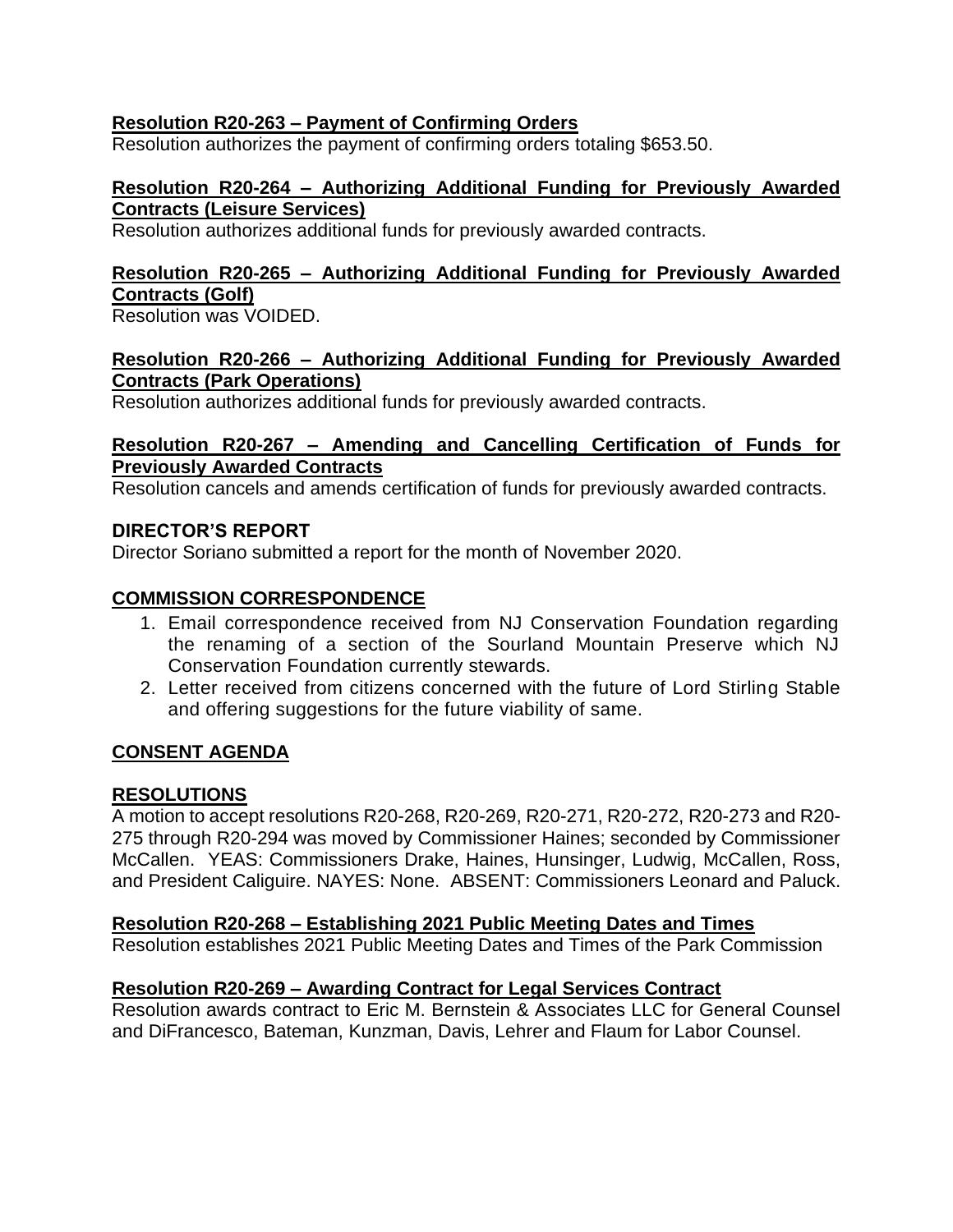**Resolution R20-263 – Payment of Confirming Orders**
Resolution authorizes the payment of confirming orders totaling $653.50.

**Resolution R20-264 – Authorizing Additional Funding for Previously Awarded Contracts (Leisure Services)**
Resolution authorizes additional funds for previously awarded contracts.

**Resolution R20-265 – Authorizing Additional Funding for Previously Awarded Contracts (Golf)**
Resolution was VOIDED.

**Resolution R20-266 – Authorizing Additional Funding for Previously Awarded Contracts (Park Operations)**
Resolution authorizes additional funds for previously awarded contracts.

**Resolution R20-267 – Amending and Cancelling Certification of Funds for Previously Awarded Contracts**
Resolution cancels and amends certification of funds for previously awarded contracts.

## DIRECTOR'S REPORT

Director Soriano submitted a report for the month of November 2020.

## COMMISSION CORRESPONDENCE

1. Email correspondence received from NJ Conservation Foundation regarding the renaming of a section of the Sourland Mountain Preserve which NJ Conservation Foundation currently stewards.
2. Letter received from citizens concerned with the future of Lord Stirling Stable and offering suggestions for the future viability of same.

## CONSENT AGENDA

## RESOLUTIONS

A motion to accept resolutions R20-268, R20-269, R20-271, R20-272, R20-273 and R20-275 through R20-294 was moved by Commissioner Haines; seconded by Commissioner McCallen. YEAS: Commissioners Drake, Haines, Hunsinger, Ludwig, McCallen, Ross, and President Caliguire. NAYES: None. ABSENT: Commissioners Leonard and Paluck.

**Resolution R20-268 – Establishing 2021 Public Meeting Dates and Times**
Resolution establishes 2021 Public Meeting Dates and Times of the Park Commission

**Resolution R20-269 – Awarding Contract for Legal Services Contract**
Resolution awards contract to Eric M. Bernstein & Associates LLC for General Counsel and DiFrancesco, Bateman, Kunzman, Davis, Lehrer and Flaum for Labor Counsel.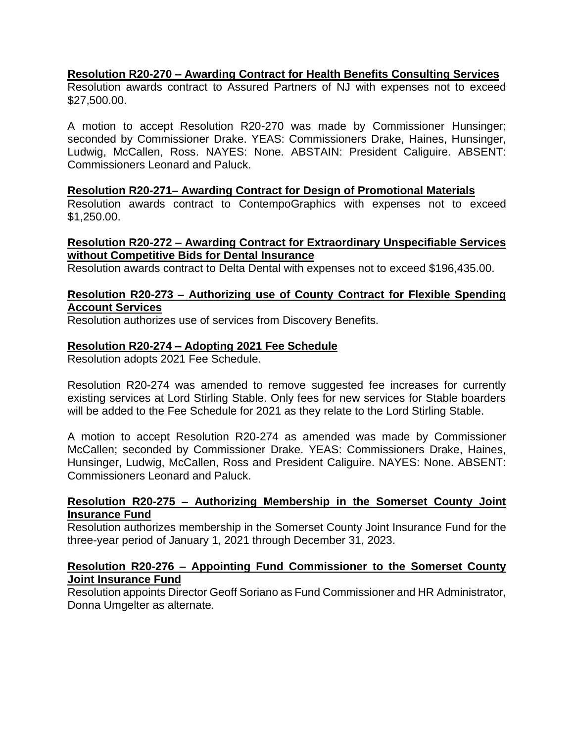**Resolution R20-270 – Awarding Contract for Health Benefits Consulting Services**

Resolution awards contract to Assured Partners of NJ with expenses not to exceed $27,500.00.

A motion to accept Resolution R20-270 was made by Commissioner Hunsinger; seconded by Commissioner Drake. YEAS: Commissioners Drake, Haines, Hunsinger, Ludwig, McCallen, Ross. NAYES: None. ABSTAIN: President Caliguire. ABSENT: Commissioners Leonard and Paluck.

**Resolution R20-271– Awarding Contract for Design of Promotional Materials**

Resolution awards contract to ContempoGraphics with expenses not to exceed $1,250.00.

**Resolution R20-272 – Awarding Contract for Extraordinary Unspecifiable Services without Competitive Bids for Dental Insurance**

Resolution awards contract to Delta Dental with expenses not to exceed $196,435.00.

**Resolution R20-273 – Authorizing use of County Contract for Flexible Spending Account Services**

Resolution authorizes use of services from Discovery Benefits.

**Resolution R20-274 – Adopting 2021 Fee Schedule**

Resolution adopts 2021 Fee Schedule.

Resolution R20-274 was amended to remove suggested fee increases for currently existing services at Lord Stirling Stable. Only fees for new services for Stable boarders will be added to the Fee Schedule for 2021 as they relate to the Lord Stirling Stable.

A motion to accept Resolution R20-274 as amended was made by Commissioner McCallen; seconded by Commissioner Drake. YEAS: Commissioners Drake, Haines, Hunsinger, Ludwig, McCallen, Ross and President Caliguire. NAYES: None. ABSENT: Commissioners Leonard and Paluck.

**Resolution R20-275 – Authorizing Membership in the Somerset County Joint Insurance Fund**

Resolution authorizes membership in the Somerset County Joint Insurance Fund for the three-year period of January 1, 2021 through December 31, 2023.

**Resolution R20-276 – Appointing Fund Commissioner to the Somerset County Joint Insurance Fund**

Resolution appoints Director Geoff Soriano as Fund Commissioner and HR Administrator, Donna Umgelter as alternate.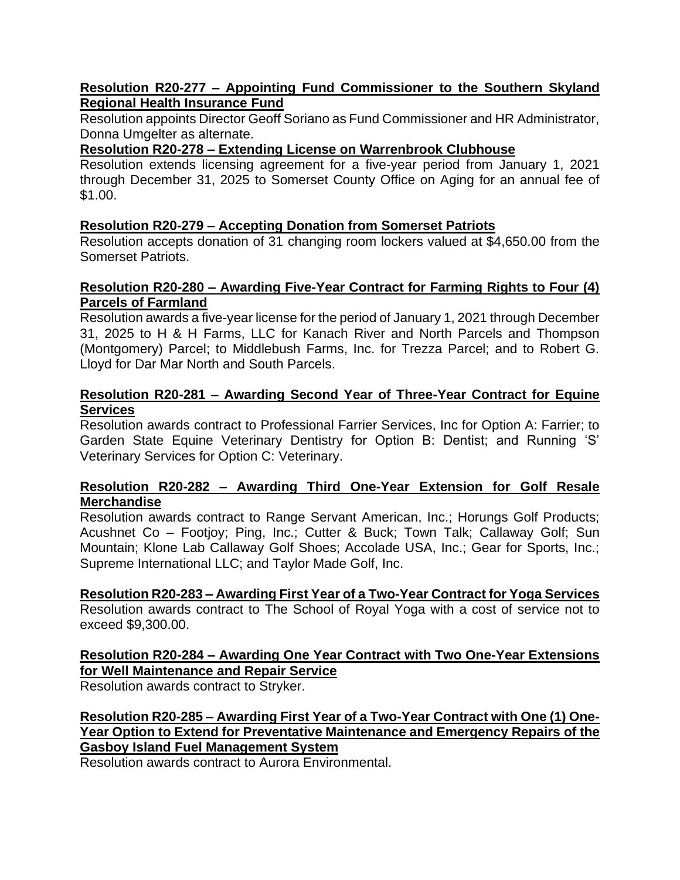**Resolution R20-277 – Appointing Fund Commissioner to the Southern Skyland Regional Health Insurance Fund**

Resolution appoints Director Geoff Soriano as Fund Commissioner and HR Administrator, Donna Umgelter as alternate.

**Resolution R20-278 – Extending License on Warrenbrook Clubhouse**

Resolution extends licensing agreement for a five-year period from January 1, 2021 through December 31, 2025 to Somerset County Office on Aging for an annual fee of $1.00.

**Resolution R20-279 – Accepting Donation from Somerset Patriots**

Resolution accepts donation of 31 changing room lockers valued at $4,650.00 from the Somerset Patriots.

**Resolution R20-280 – Awarding Five-Year Contract for Farming Rights to Four (4) Parcels of Farmland**

Resolution awards a five-year license for the period of January 1, 2021 through December 31, 2025 to H & H Farms, LLC for Kanach River and North Parcels and Thompson (Montgomery) Parcel; to Middlebush Farms, Inc. for Trezza Parcel; and to Robert G. Lloyd for Dar Mar North and South Parcels.

**Resolution R20-281 – Awarding Second Year of Three-Year Contract for Equine Services**

Resolution awards contract to Professional Farrier Services, Inc for Option A: Farrier; to Garden State Equine Veterinary Dentistry for Option B: Dentist; and Running 'S' Veterinary Services for Option C: Veterinary.

**Resolution R20-282 – Awarding Third One-Year Extension for Golf Resale Merchandise**

Resolution awards contract to Range Servant American, Inc.; Horungs Golf Products; Acushnet Co – Footjoy; Ping, Inc.; Cutter & Buck; Town Talk; Callaway Golf; Sun Mountain; Klone Lab Callaway Golf Shoes; Accolade USA, Inc.; Gear for Sports, Inc.; Supreme International LLC; and Taylor Made Golf, Inc.

**Resolution R20-283 – Awarding First Year of a Two-Year Contract for Yoga Services**

Resolution awards contract to The School of Royal Yoga with a cost of service not to exceed $9,300.00.

**Resolution R20-284 – Awarding One Year Contract with Two One-Year Extensions for Well Maintenance and Repair Service**

Resolution awards contract to Stryker.

**Resolution R20-285 – Awarding First Year of a Two-Year Contract with One (1) One-Year Option to Extend for Preventative Maintenance and Emergency Repairs of the Gasboy Island Fuel Management System**

Resolution awards contract to Aurora Environmental.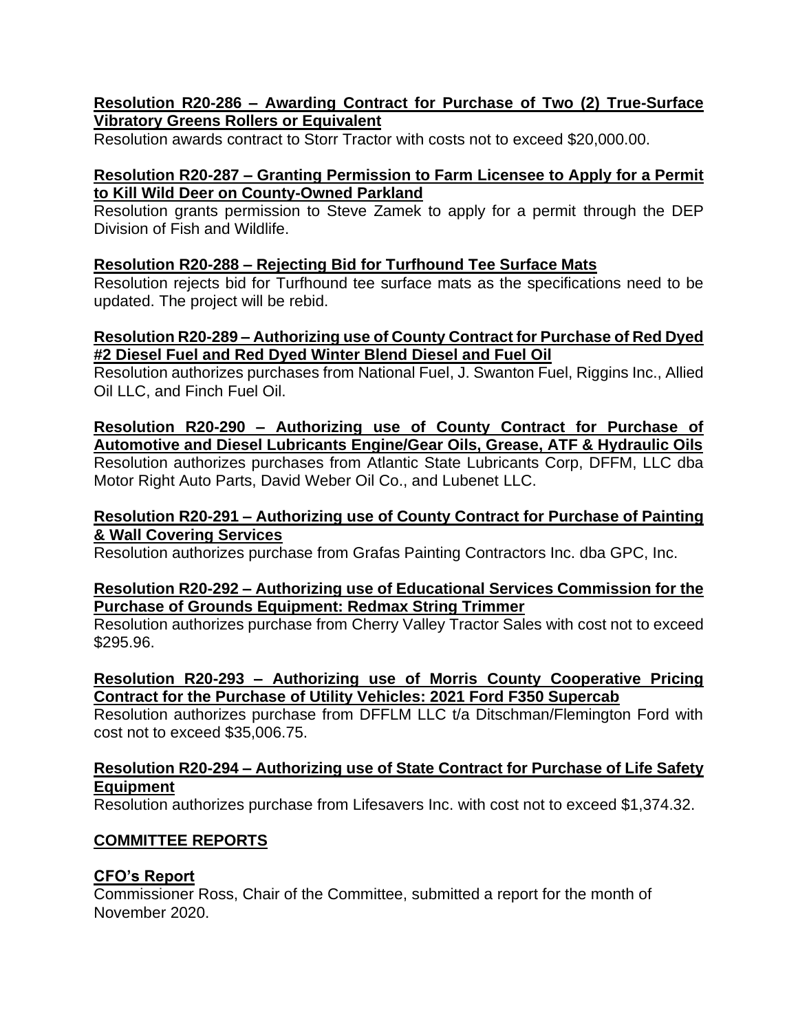**Resolution R20-286 – Awarding Contract for Purchase of Two (2) True-Surface Vibratory Greens Rollers or Equivalent**

Resolution awards contract to Storr Tractor with costs not to exceed $20,000.00.

**Resolution R20-287 – Granting Permission to Farm Licensee to Apply for a Permit to Kill Wild Deer on County-Owned Parkland**

Resolution grants permission to Steve Zamek to apply for a permit through the DEP Division of Fish and Wildlife.

**Resolution R20-288 – Rejecting Bid for Turfhound Tee Surface Mats**

Resolution rejects bid for Turfhound tee surface mats as the specifications need to be updated. The project will be rebid.

**Resolution R20-289 – Authorizing use of County Contract for Purchase of Red Dyed #2 Diesel Fuel and Red Dyed Winter Blend Diesel and Fuel Oil**

Resolution authorizes purchases from National Fuel, J. Swanton Fuel, Riggins Inc., Allied Oil LLC, and Finch Fuel Oil.

**Resolution R20-290 – Authorizing use of County Contract for Purchase of Automotive and Diesel Lubricants Engine/Gear Oils, Grease, ATF & Hydraulic Oils**

Resolution authorizes purchases from Atlantic State Lubricants Corp, DFFM, LLC dba Motor Right Auto Parts, David Weber Oil Co., and Lubenet LLC.

**Resolution R20-291 – Authorizing use of County Contract for Purchase of Painting & Wall Covering Services**

Resolution authorizes purchase from Grafas Painting Contractors Inc. dba GPC, Inc.

**Resolution R20-292 – Authorizing use of Educational Services Commission for the Purchase of Grounds Equipment: Redmax String Trimmer**

Resolution authorizes purchase from Cherry Valley Tractor Sales with cost not to exceed $295.96.

**Resolution R20-293 – Authorizing use of Morris County Cooperative Pricing Contract for the Purchase of Utility Vehicles: 2021 Ford F350 Supercab**

Resolution authorizes purchase from DFFLM LLC t/a Ditschman/Flemington Ford with cost not to exceed $35,006.75.

**Resolution R20-294 – Authorizing use of State Contract for Purchase of Life Safety Equipment**

Resolution authorizes purchase from Lifesavers Inc. with cost not to exceed $1,374.32.

## COMMITTEE REPORTS

### CFO's Report

Commissioner Ross, Chair of the Committee, submitted a report for the month of November 2020.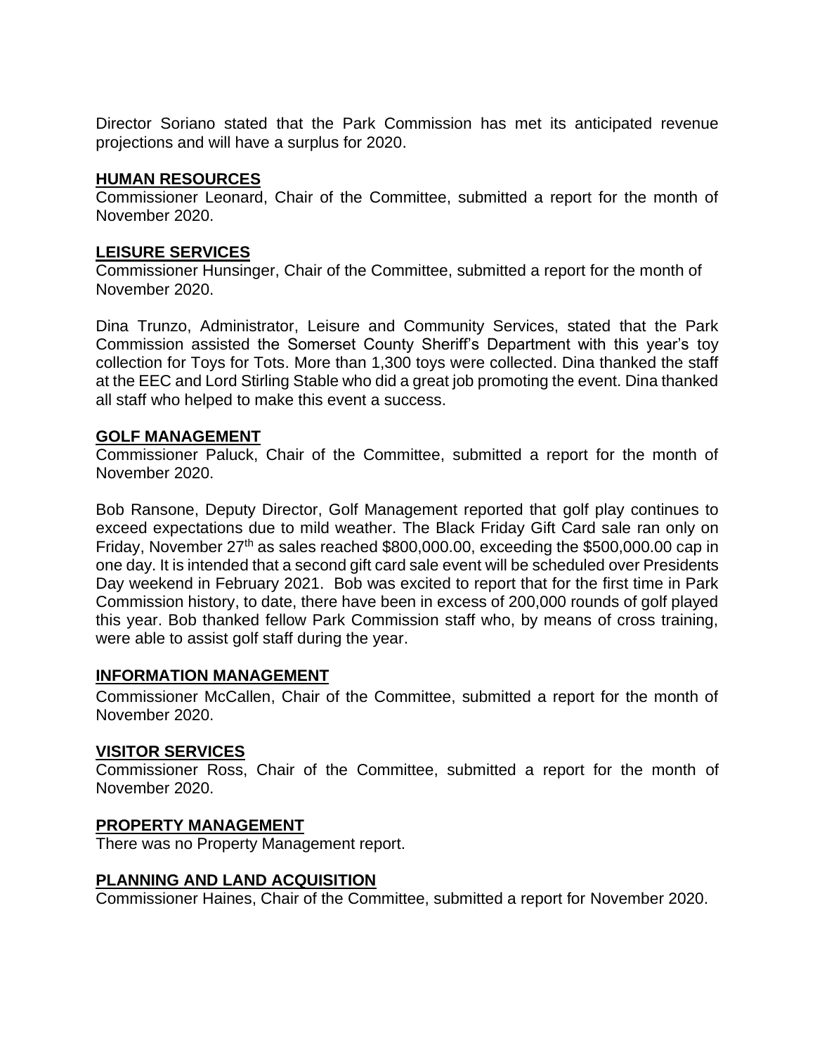Director Soriano stated that the Park Commission has met its anticipated revenue projections and will have a surplus for 2020.

## HUMAN RESOURCES

Commissioner Leonard, Chair of the Committee, submitted a report for the month of November 2020.

## LEISURE SERVICES

Commissioner Hunsinger, Chair of the Committee, submitted a report for the month of November 2020.

Dina Trunzo, Administrator, Leisure and Community Services, stated that the Park Commission assisted the Somerset County Sheriff's Department with this year's toy collection for Toys for Tots. More than 1,300 toys were collected. Dina thanked the staff at the EEC and Lord Stirling Stable who did a great job promoting the event. Dina thanked all staff who helped to make this event a success.

## GOLF MANAGEMENT

Commissioner Paluck, Chair of the Committee, submitted a report for the month of November 2020.

Bob Ransone, Deputy Director, Golf Management reported that golf play continues to exceed expectations due to mild weather. The Black Friday Gift Card sale ran only on Friday, November 27th as sales reached $800,000.00, exceeding the $500,000.00 cap in one day. It is intended that a second gift card sale event will be scheduled over Presidents Day weekend in February 2021. Bob was excited to report that for the first time in Park Commission history, to date, there have been in excess of 200,000 rounds of golf played this year. Bob thanked fellow Park Commission staff who, by means of cross training, were able to assist golf staff during the year.

## INFORMATION MANAGEMENT

Commissioner McCallen, Chair of the Committee, submitted a report for the month of November 2020.

## VISITOR SERVICES

Commissioner Ross, Chair of the Committee, submitted a report for the month of November 2020.

## PROPERTY MANAGEMENT

There was no Property Management report.

## PLANNING AND LAND ACQUISITION

Commissioner Haines, Chair of the Committee, submitted a report for November 2020.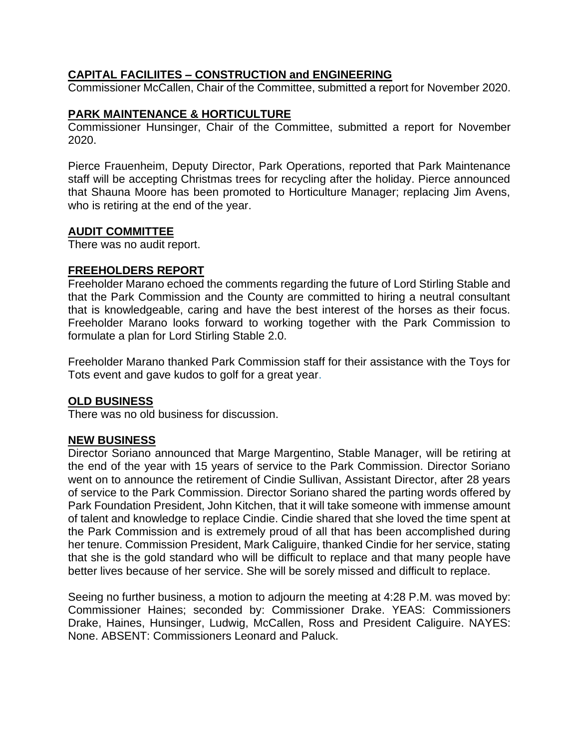## CAPITAL FACILIITES – CONSTRUCTION and ENGINEERING

Commissioner McCallen, Chair of the Committee, submitted a report for November 2020.

## PARK MAINTENANCE & HORTICULTURE

Commissioner Hunsinger, Chair of the Committee, submitted a report for November 2020.

Pierce Frauenheim, Deputy Director, Park Operations, reported that Park Maintenance staff will be accepting Christmas trees for recycling after the holiday. Pierce announced that Shauna Moore has been promoted to Horticulture Manager; replacing Jim Avens, who is retiring at the end of the year.

## AUDIT COMMITTEE

There was no audit report.

## FREEHOLDERS REPORT

Freeholder Marano echoed the comments regarding the future of Lord Stirling Stable and that the Park Commission and the County are committed to hiring a neutral consultant that is knowledgeable, caring and have the best interest of the horses as their focus. Freeholder Marano looks forward to working together with the Park Commission to formulate a plan for Lord Stirling Stable 2.0.

Freeholder Marano thanked Park Commission staff for their assistance with the Toys for Tots event and gave kudos to golf for a great year.

## OLD BUSINESS

There was no old business for discussion.

## NEW BUSINESS

Director Soriano announced that Marge Margentino, Stable Manager, will be retiring at the end of the year with 15 years of service to the Park Commission. Director Soriano went on to announce the retirement of Cindie Sullivan, Assistant Director, after 28 years of service to the Park Commission. Director Soriano shared the parting words offered by Park Foundation President, John Kitchen, that it will take someone with immense amount of talent and knowledge to replace Cindie. Cindie shared that she loved the time spent at the Park Commission and is extremely proud of all that has been accomplished during her tenure. Commission President, Mark Caliguire, thanked Cindie for her service, stating that she is the gold standard who will be difficult to replace and that many people have better lives because of her service. She will be sorely missed and difficult to replace.

Seeing no further business, a motion to adjourn the meeting at 4:28 P.M. was moved by: Commissioner Haines; seconded by: Commissioner Drake. YEAS: Commissioners Drake, Haines, Hunsinger, Ludwig, McCallen, Ross and President Caliguire. NAYES: None. ABSENT: Commissioners Leonard and Paluck.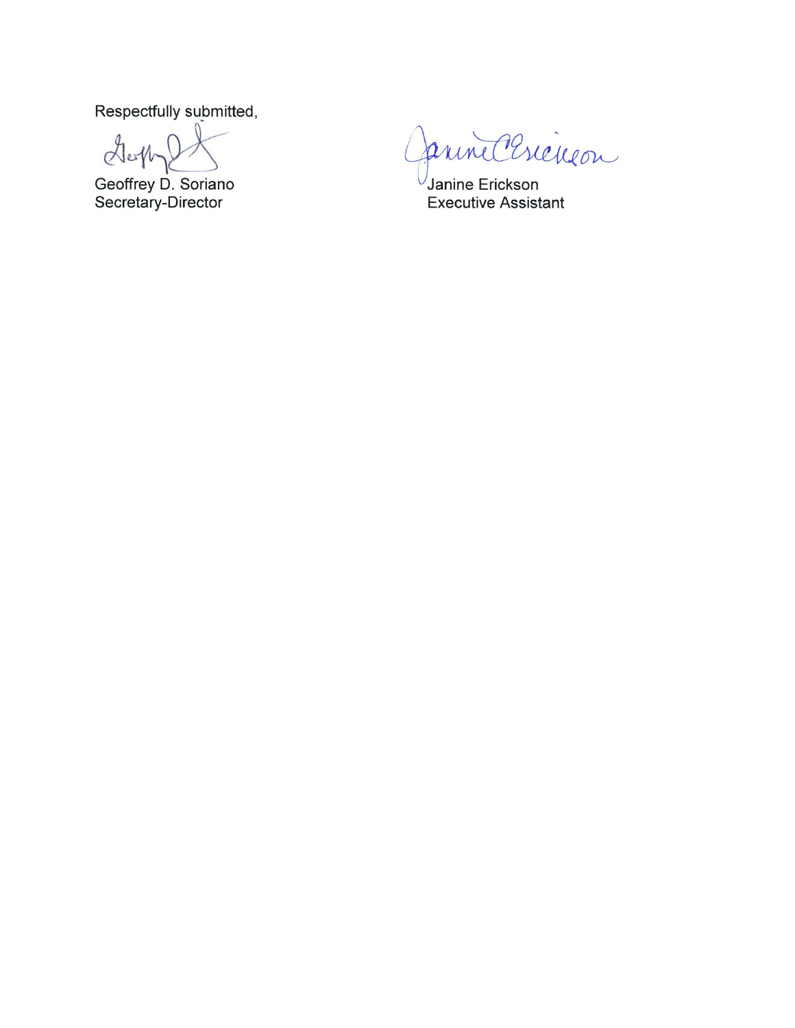Respectfully submitted,

Geoffrey D. Soriano
Secretary-Director

Janine Erickson
Executive Assistant